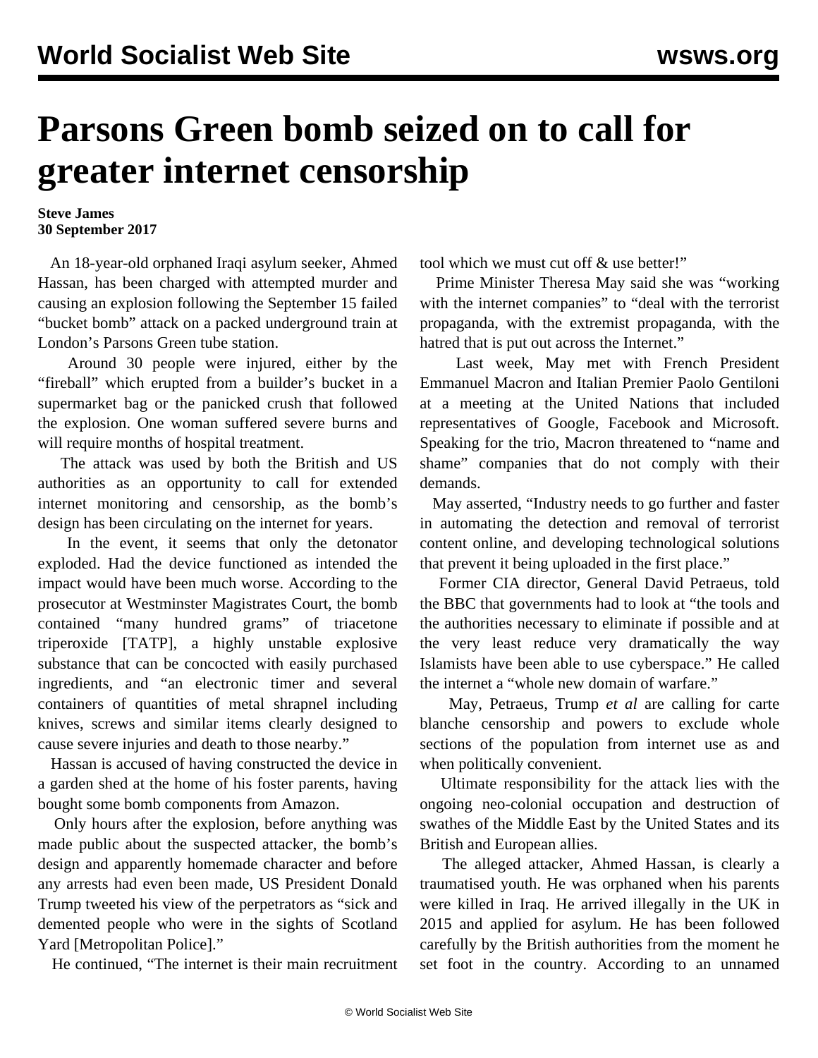# Parsons Green bomb seized on to call for greater internet censorship

**Steve James**
**30 September 2017**

An 18-year-old orphaned Iraqi asylum seeker, Ahmed Hassan, has been charged with attempted murder and causing an explosion following the September 15 failed "bucket bomb" attack on a packed underground train at London's Parsons Green tube station.

Around 30 people were injured, either by the "fireball" which erupted from a builder's bucket in a supermarket bag or the panicked crush that followed the explosion. One woman suffered severe burns and will require months of hospital treatment.

The attack was used by both the British and US authorities as an opportunity to call for extended internet monitoring and censorship, as the bomb's design has been circulating on the internet for years.

In the event, it seems that only the detonator exploded. Had the device functioned as intended the impact would have been much worse. According to the prosecutor at Westminster Magistrates Court, the bomb contained "many hundred grams" of triacetone triperoxide [TATP], a highly unstable explosive substance that can be concocted with easily purchased ingredients, and "an electronic timer and several containers of quantities of metal shrapnel including knives, screws and similar items clearly designed to cause severe injuries and death to those nearby."

Hassan is accused of having constructed the device in a garden shed at the home of his foster parents, having bought some bomb components from Amazon.

Only hours after the explosion, before anything was made public about the suspected attacker, the bomb's design and apparently homemade character and before any arrests had even been made, US President Donald Trump tweeted his view of the perpetrators as "sick and demented people who were in the sights of Scotland Yard [Metropolitan Police]."

He continued, "The internet is their main recruitment tool which we must cut off & use better!"

Prime Minister Theresa May said she was "working with the internet companies" to "deal with the terrorist propaganda, with the extremist propaganda, with the hatred that is put out across the Internet."

Last week, May met with French President Emmanuel Macron and Italian Premier Paolo Gentiloni at a meeting at the United Nations that included representatives of Google, Facebook and Microsoft. Speaking for the trio, Macron threatened to "name and shame" companies that do not comply with their demands.

May asserted, "Industry needs to go further and faster in automating the detection and removal of terrorist content online, and developing technological solutions that prevent it being uploaded in the first place."

Former CIA director, General David Petraeus, told the BBC that governments had to look at "the tools and the authorities necessary to eliminate if possible and at the very least reduce very dramatically the way Islamists have been able to use cyberspace." He called the internet a "whole new domain of warfare."

May, Petraeus, Trump *et al* are calling for carte blanche censorship and powers to exclude whole sections of the population from internet use as and when politically convenient.

Ultimate responsibility for the attack lies with the ongoing neo-colonial occupation and destruction of swathes of the Middle East by the United States and its British and European allies.

The alleged attacker, Ahmed Hassan, is clearly a traumatised youth. He was orphaned when his parents were killed in Iraq. He arrived illegally in the UK in 2015 and applied for asylum. He has been followed carefully by the British authorities from the moment he set foot in the country. According to an unnamed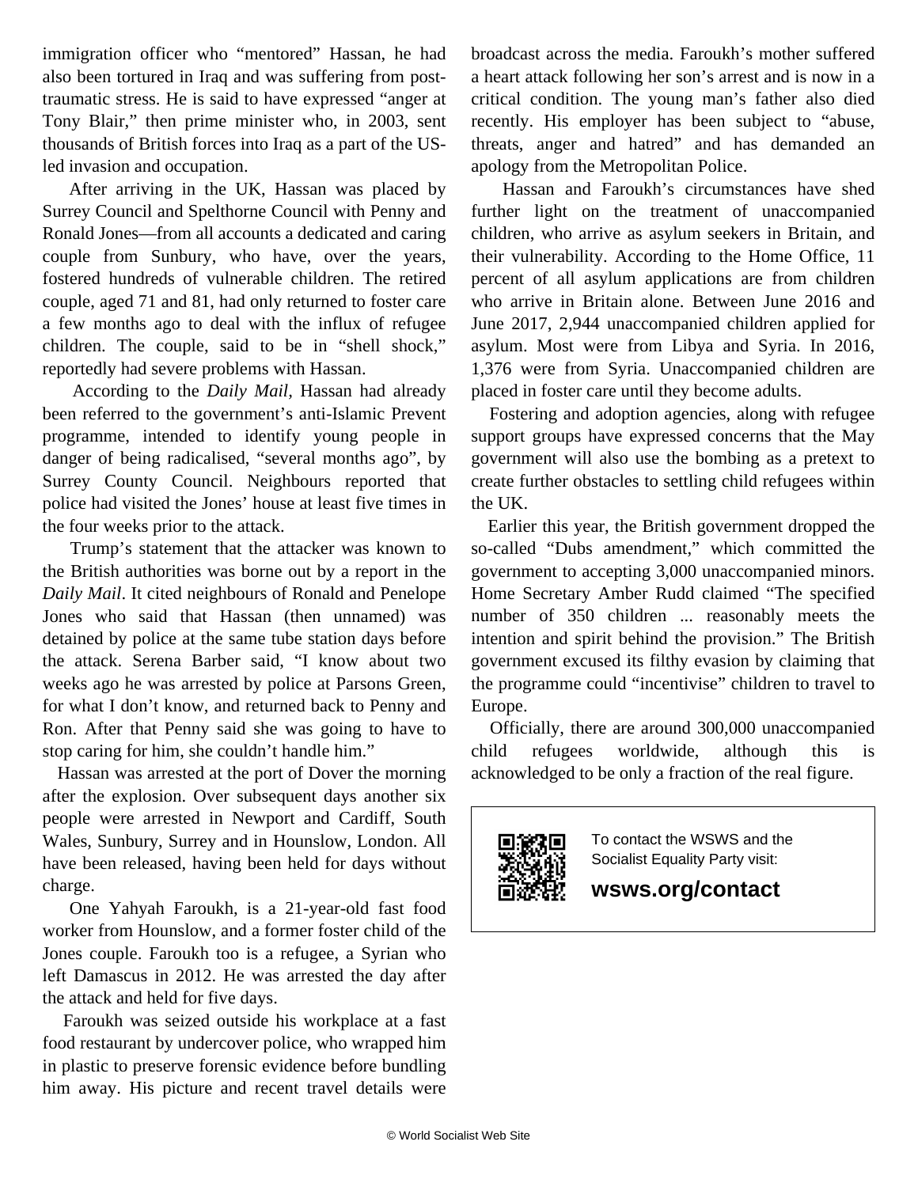immigration officer who "mentored" Hassan, he had also been tortured in Iraq and was suffering from post-traumatic stress. He is said to have expressed "anger at Tony Blair," then prime minister who, in 2003, sent thousands of British forces into Iraq as a part of the US-led invasion and occupation.

After arriving in the UK, Hassan was placed by Surrey Council and Spelthorne Council with Penny and Ronald Jones—from all accounts a dedicated and caring couple from Sunbury, who have, over the years, fostered hundreds of vulnerable children. The retired couple, aged 71 and 81, had only returned to foster care a few months ago to deal with the influx of refugee children. The couple, said to be in "shell shock," reportedly had severe problems with Hassan.

According to the *Daily Mail*, Hassan had already been referred to the government's anti-Islamic Prevent programme, intended to identify young people in danger of being radicalised, "several months ago", by Surrey County Council. Neighbours reported that police had visited the Jones' house at least five times in the four weeks prior to the attack.

Trump's statement that the attacker was known to the British authorities was borne out by a report in the *Daily Mail*. It cited neighbours of Ronald and Penelope Jones who said that Hassan (then unnamed) was detained by police at the same tube station days before the attack. Serena Barber said, "I know about two weeks ago he was arrested by police at Parsons Green, for what I don't know, and returned back to Penny and Ron. After that Penny said she was going to have to stop caring for him, she couldn't handle him."

Hassan was arrested at the port of Dover the morning after the explosion. Over subsequent days another six people were arrested in Newport and Cardiff, South Wales, Sunbury, Surrey and in Hounslow, London. All have been released, having been held for days without charge.

One Yahyah Faroukh, is a 21-year-old fast food worker from Hounslow, and a former foster child of the Jones couple. Faroukh too is a refugee, a Syrian who left Damascus in 2012. He was arrested the day after the attack and held for five days.

Faroukh was seized outside his workplace at a fast food restaurant by undercover police, who wrapped him in plastic to preserve forensic evidence before bundling him away. His picture and recent travel details were broadcast across the media. Faroukh's mother suffered a heart attack following her son's arrest and is now in a critical condition. The young man's father also died recently. His employer has been subject to "abuse, threats, anger and hatred" and has demanded an apology from the Metropolitan Police.

Hassan and Faroukh's circumstances have shed further light on the treatment of unaccompanied children, who arrive as asylum seekers in Britain, and their vulnerability. According to the Home Office, 11 percent of all asylum applications are from children who arrive in Britain alone. Between June 2016 and June 2017, 2,944 unaccompanied children applied for asylum. Most were from Libya and Syria. In 2016, 1,376 were from Syria. Unaccompanied children are placed in foster care until they become adults.

Fostering and adoption agencies, along with refugee support groups have expressed concerns that the May government will also use the bombing as a pretext to create further obstacles to settling child refugees within the UK.

Earlier this year, the British government dropped the so-called "Dubs amendment," which committed the government to accepting 3,000 unaccompanied minors. Home Secretary Amber Rudd claimed "The specified number of 350 children ... reasonably meets the intention and spirit behind the provision." The British government excused its filthy evasion by claiming that the programme could "incentivise" children to travel to Europe.

Officially, there are around 300,000 unaccompanied child refugees worldwide, although this is acknowledged to be only a fraction of the real figure.

To contact the WSWS and the Socialist Equality Party visit:

**wsws.org/contact**